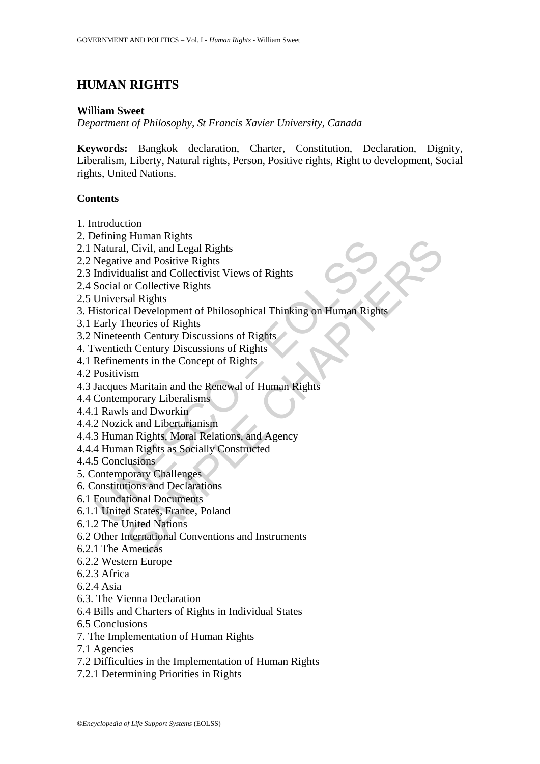# HUMAN RIGHTS

**William Sweet**

*Department of Philosophy, St Francis Xavier University, Canada*

**Keywords:** Bangkok declaration, Charter, Constitution, Declaration, Dignity, Liberalism, Liberty, Natural rights, Person, Positive rights, Right to development, Social rights, United Nations.

## Contents

1. Introduction
2. Defining Human Rights
2.1 Natural, Civil, and Legal Rights
2.2 Negative and Positive Rights
2.3 Individualist and Collectivist Views of Rights
2.4 Social or Collective Rights
2.5 Universal Rights
3. Historical Development of Philosophical Thinking on Human Rights
3.1 Early Theories of Rights
3.2 Nineteenth Century Discussions of Rights
4. Twentieth Century Discussions of Rights
4.1 Refinements in the Concept of Rights
4.2 Positivism
4.3 Jacques Maritain and the Renewal of Human Rights
4.4 Contemporary Liberalisms
4.4.1 Rawls and Dworkin
4.4.2 Nozick and Libertarianism
4.4.3 Human Rights, Moral Relations, and Agency
4.4.4 Human Rights as Socially Constructed
4.4.5 Conclusions
5. Contemporary Challenges
6. Constitutions and Declarations
6.1 Foundational Documents
6.1.1 United States, France, Poland
6.1.2 The United Nations
6.2 Other International Conventions and Instruments
6.2.1 The Americas
6.2.2 Western Europe
6.2.3 Africa
6.2.4 Asia
6.3. The Vienna Declaration
6.4 Bills and Charters of Rights in Individual States
6.5 Conclusions
7. The Implementation of Human Rights
7.1 Agencies
7.2 Difficulties in the Implementation of Human Rights
7.2.1 Determining Priorities in Rights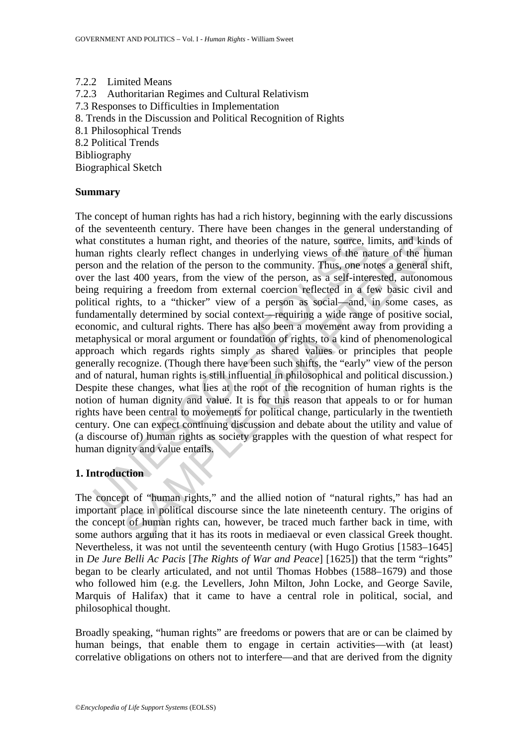7.2.2 Limited Means
7.2.3 Authoritarian Regimes and Cultural Relativism
7.3 Responses to Difficulties in Implementation
8. Trends in the Discussion and Political Recognition of Rights
8.1 Philosophical Trends
8.2 Political Trends
Bibliography
Biographical Sketch

## Summary

The concept of human rights has had a rich history, beginning with the early discussions of the seventeenth century. There have been changes in the general understanding of what constitutes a human right, and theories of the nature, source, limits, and kinds of human rights clearly reflect changes in underlying views of the nature of the human person and the relation of the person to the community. Thus, one notes a general shift, over the last 400 years, from the view of the person, as a self-interested, autonomous being requiring a freedom from external coercion reflected in a few basic civil and political rights, to a "thicker" view of a person as social—and, in some cases, as fundamentally determined by social context—requiring a wide range of positive social, economic, and cultural rights. There has also been a movement away from providing a metaphysical or moral argument or foundation of rights, to a kind of phenomenological approach which regards rights simply as shared values or principles that people generally recognize. (Though there have been such shifts, the "early" view of the person and of natural, human rights is still influential in philosophical and political discussion.) Despite these changes, what lies at the root of the recognition of human rights is the notion of human dignity and value. It is for this reason that appeals to or for human rights have been central to movements for political change, particularly in the twentieth century. One can expect continuing discussion and debate about the utility and value of (a discourse of) human rights as society grapples with the question of what respect for human dignity and value entails.

## 1. Introduction

The concept of "human rights," and the allied notion of "natural rights," has had an important place in political discourse since the late nineteenth century. The origins of the concept of human rights can, however, be traced much farther back in time, with some authors arguing that it has its roots in mediaeval or even classical Greek thought. Nevertheless, it was not until the seventeenth century (with Hugo Grotius [1583–1645] in *De Jure Belli Ac Pacis* [*The Rights of War and Peace*] [1625]) that the term "rights" began to be clearly articulated, and not until Thomas Hobbes (1588–1679) and those who followed him (e.g. the Levellers, John Milton, John Locke, and George Savile, Marquis of Halifax) that it came to have a central role in political, social, and philosophical thought.

Broadly speaking, "human rights" are freedoms or powers that are or can be claimed by human beings, that enable them to engage in certain activities—with (at least) correlative obligations on others not to interfere—and that are derived from the dignity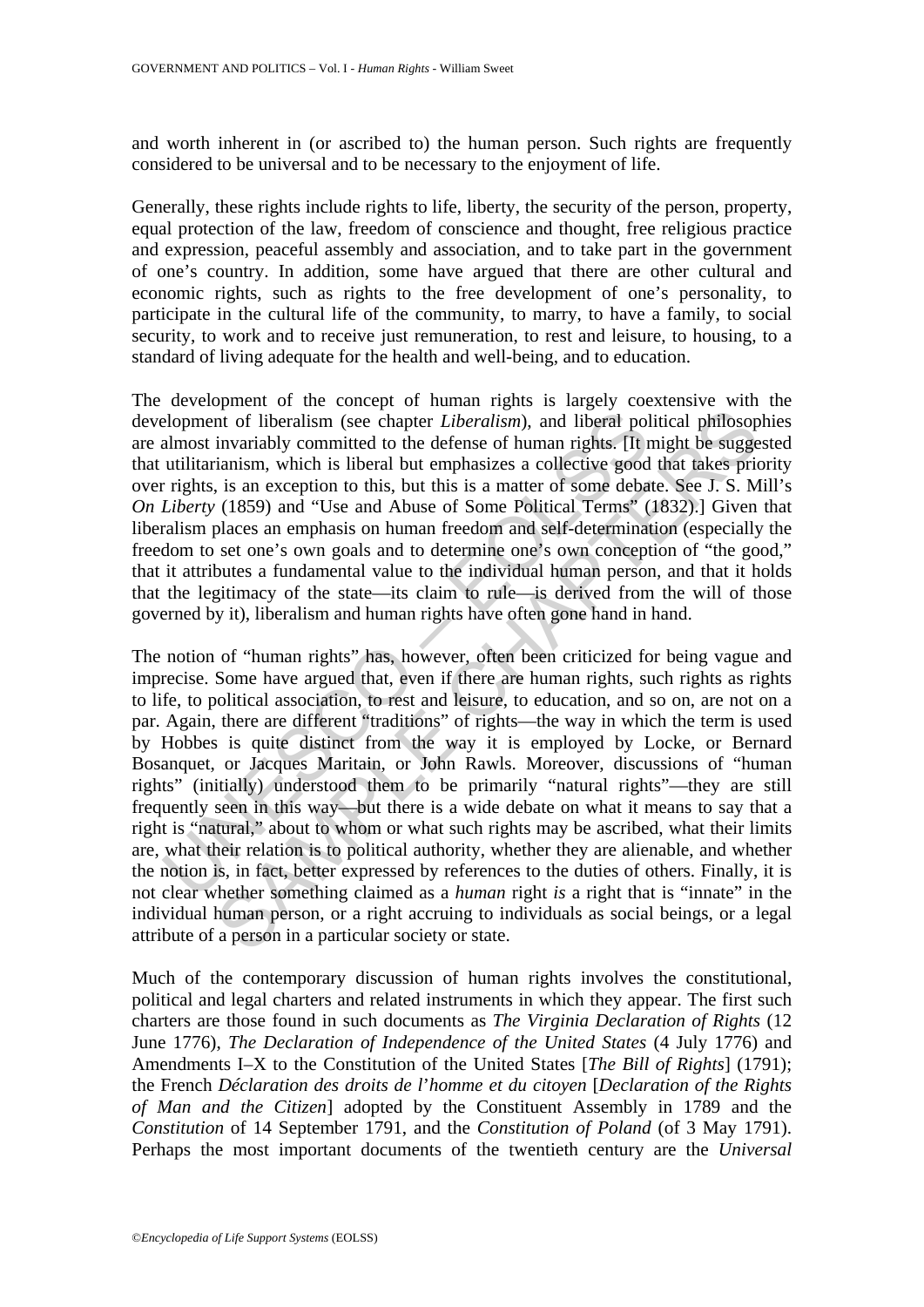and worth inherent in (or ascribed to) the human person. Such rights are frequently considered to be universal and to be necessary to the enjoyment of life.

Generally, these rights include rights to life, liberty, the security of the person, property, equal protection of the law, freedom of conscience and thought, free religious practice and expression, peaceful assembly and association, and to take part in the government of one's country. In addition, some have argued that there are other cultural and economic rights, such as rights to the free development of one's personality, to participate in the cultural life of the community, to marry, to have a family, to social security, to work and to receive just remuneration, to rest and leisure, to housing, to a standard of living adequate for the health and well-being, and to education.

The development of the concept of human rights is largely coextensive with the development of liberalism (see chapter *Liberalism*), and liberal political philosophies are almost invariably committed to the defense of human rights. [It might be suggested that utilitarianism, which is liberal but emphasizes a collective good that takes priority over rights, is an exception to this, but this is a matter of some debate. See J. S. Mill's *On Liberty* (1859) and "Use and Abuse of Some Political Terms" (1832).] Given that liberalism places an emphasis on human freedom and self-determination (especially the freedom to set one's own goals and to determine one's own conception of "the good," that it attributes a fundamental value to the individual human person, and that it holds that the legitimacy of the state—its claim to rule—is derived from the will of those governed by it), liberalism and human rights have often gone hand in hand.

The notion of "human rights" has, however, often been criticized for being vague and imprecise. Some have argued that, even if there are human rights, such rights as rights to life, to political association, to rest and leisure, to education, and so on, are not on a par. Again, there are different "traditions" of rights—the way in which the term is used by Hobbes is quite distinct from the way it is employed by Locke, or Bernard Bosanquet, or Jacques Maritain, or John Rawls. Moreover, discussions of "human rights" (initially) understood them to be primarily "natural rights"—they are still frequently seen in this way—but there is a wide debate on what it means to say that a right is "natural," about to whom or what such rights may be ascribed, what their limits are, what their relation is to political authority, whether they are alienable, and whether the notion is, in fact, better expressed by references to the duties of others. Finally, it is not clear whether something claimed as a *human* right *is* a right that is "innate" in the individual human person, or a right accruing to individuals as social beings, or a legal attribute of a person in a particular society or state.

Much of the contemporary discussion of human rights involves the constitutional, political and legal charters and related instruments in which they appear. The first such charters are those found in such documents as *The Virginia Declaration of Rights* (12 June 1776), *The Declaration of Independence of the United States* (4 July 1776) and Amendments I–X to the Constitution of the United States [*The Bill of Rights*] (1791); the French *Déclaration des droits de l'homme et du citoyen* [*Declaration of the Rights of Man and the Citizen*] adopted by the Constituent Assembly in 1789 and the *Constitution* of 14 September 1791, and the *Constitution of Poland* (of 3 May 1791). Perhaps the most important documents of the twentieth century are the *Universal*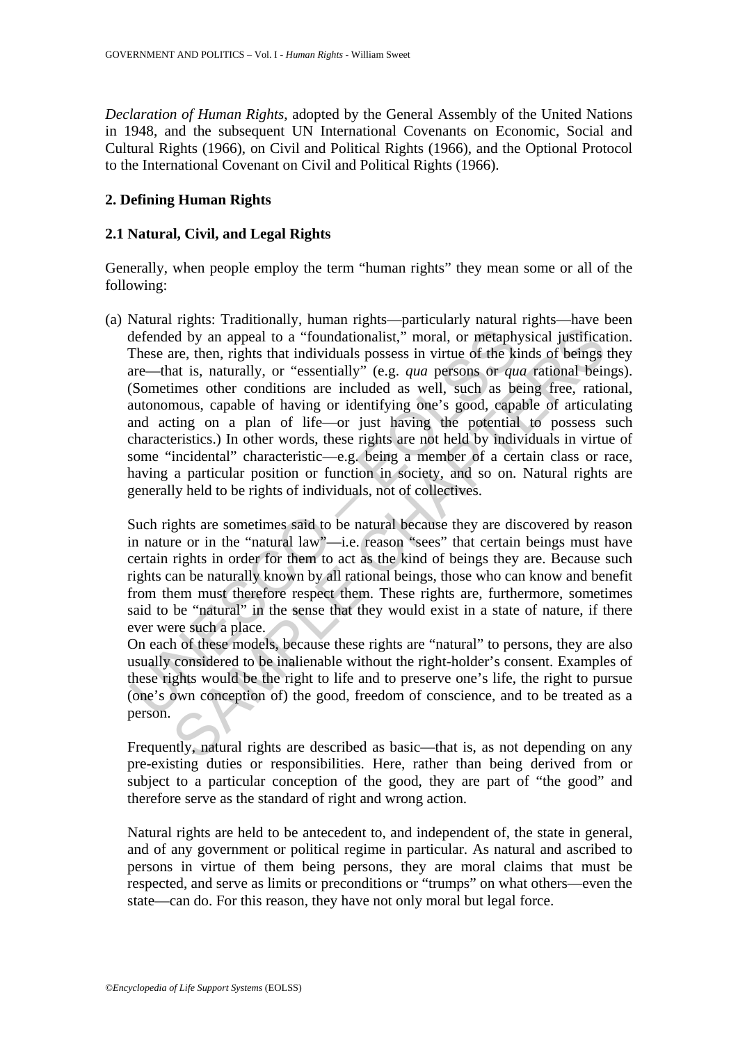*Declaration of Human Rights*, adopted by the General Assembly of the United Nations in 1948, and the subsequent UN International Covenants on Economic, Social and Cultural Rights (1966), on Civil and Political Rights (1966), and the Optional Protocol to the International Covenant on Civil and Political Rights (1966).

## 2. Defining Human Rights

### 2.1 Natural, Civil, and Legal Rights

Generally, when people employ the term "human rights" they mean some or all of the following:

(a) Natural rights: Traditionally, human rights—particularly natural rights—have been defended by an appeal to a "foundationalist," moral, or metaphysical justification. These are, then, rights that individuals possess in virtue of the kinds of beings they are—that is, naturally, or "essentially" (e.g. *qua* persons or *qua* rational beings). (Sometimes other conditions are included as well, such as being free, rational, autonomous, capable of having or identifying one's good, capable of articulating and acting on a plan of life—or just having the potential to possess such characteristics.) In other words, these rights are not held by individuals in virtue of some "incidental" characteristic—e.g. being a member of a certain class or race, having a particular position or function in society, and so on. Natural rights are generally held to be rights of individuals, not of collectives.

Such rights are sometimes said to be natural because they are discovered by reason in nature or in the "natural law"—i.e. reason "sees" that certain beings must have certain rights in order for them to act as the kind of beings they are. Because such rights can be naturally known by all rational beings, those who can know and benefit from them must therefore respect them. These rights are, furthermore, sometimes said to be "natural" in the sense that they would exist in a state of nature, if there ever were such a place.

On each of these models, because these rights are "natural" to persons, they are also usually considered to be inalienable without the right-holder's consent. Examples of these rights would be the right to life and to preserve one's life, the right to pursue (one's own conception of) the good, freedom of conscience, and to be treated as a person.

Frequently, natural rights are described as basic—that is, as not depending on any pre-existing duties or responsibilities. Here, rather than being derived from or subject to a particular conception of the good, they are part of "the good" and therefore serve as the standard of right and wrong action.

Natural rights are held to be antecedent to, and independent of, the state in general, and of any government or political regime in particular. As natural and ascribed to persons in virtue of them being persons, they are moral claims that must be respected, and serve as limits or preconditions or "trumps" on what others—even the state—can do. For this reason, they have not only moral but legal force.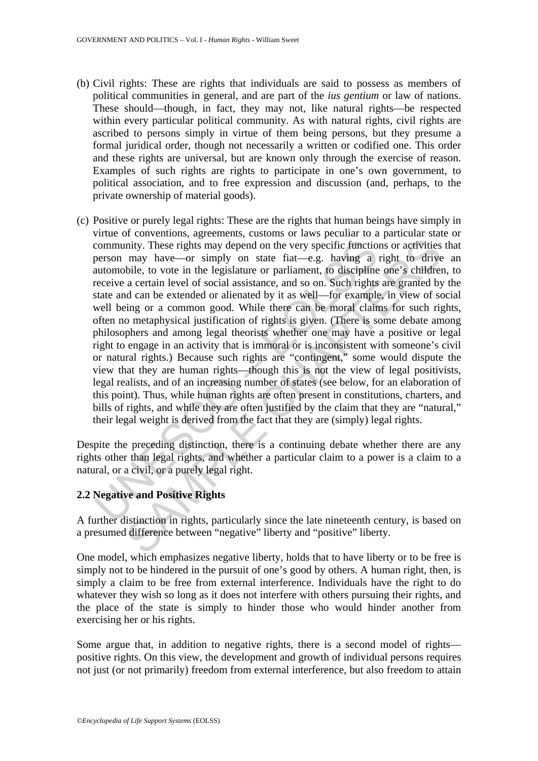(b) Civil rights: These are rights that individuals are said to possess as members of political communities in general, and are part of the *ius gentium* or law of nations. These should—though, in fact, they may not, like natural rights—be respected within every particular political community. As with natural rights, civil rights are ascribed to persons simply in virtue of them being persons, but they presume a formal juridical order, though not necessarily a written or codified one. This order and these rights are universal, but are known only through the exercise of reason. Examples of such rights are rights to participate in one's own government, to political association, and to free expression and discussion (and, perhaps, to the private ownership of material goods).

(c) Positive or purely legal rights: These are the rights that human beings have simply in virtue of conventions, agreements, customs or laws peculiar to a particular state or community. These rights may depend on the very specific functions or activities that person may have—or simply on state fiat—e.g. having a right to drive an automobile, to vote in the legislature or parliament, to discipline one's children, to receive a certain level of social assistance, and so on. Such rights are granted by the state and can be extended or alienated by it as well—for example, in view of social well being or a common good. While there can be moral claims for such rights, often no metaphysical justification of rights is given. (There is some debate among philosophers and among legal theorists whether one may have a positive or legal right to engage in an activity that is immoral or is inconsistent with someone's civil or natural rights.) Because such rights are "contingent," some would dispute the view that they are human rights—though this is not the view of legal positivists, legal realists, and of an increasing number of states (see below, for an elaboration of this point). Thus, while human rights are often present in constitutions, charters, and bills of rights, and while they are often justified by the claim that they are "natural," their legal weight is derived from the fact that they are (simply) legal rights.

Despite the preceding distinction, there is a continuing debate whether there are any rights other than legal rights, and whether a particular claim to a power is a claim to a natural, or a civil, or a purely legal right.

## 2.2 Negative and Positive Rights

A further distinction in rights, particularly since the late nineteenth century, is based on a presumed difference between "negative" liberty and "positive" liberty.

One model, which emphasizes negative liberty, holds that to have liberty or to be free is simply not to be hindered in the pursuit of one's good by others. A human right, then, is simply a claim to be free from external interference. Individuals have the right to do whatever they wish so long as it does not interfere with others pursuing their rights, and the place of the state is simply to hinder those who would hinder another from exercising her or his rights.

Some argue that, in addition to negative rights, there is a second model of rights—positive rights. On this view, the development and growth of individual persons requires not just (or not primarily) freedom from external interference, but also freedom to attain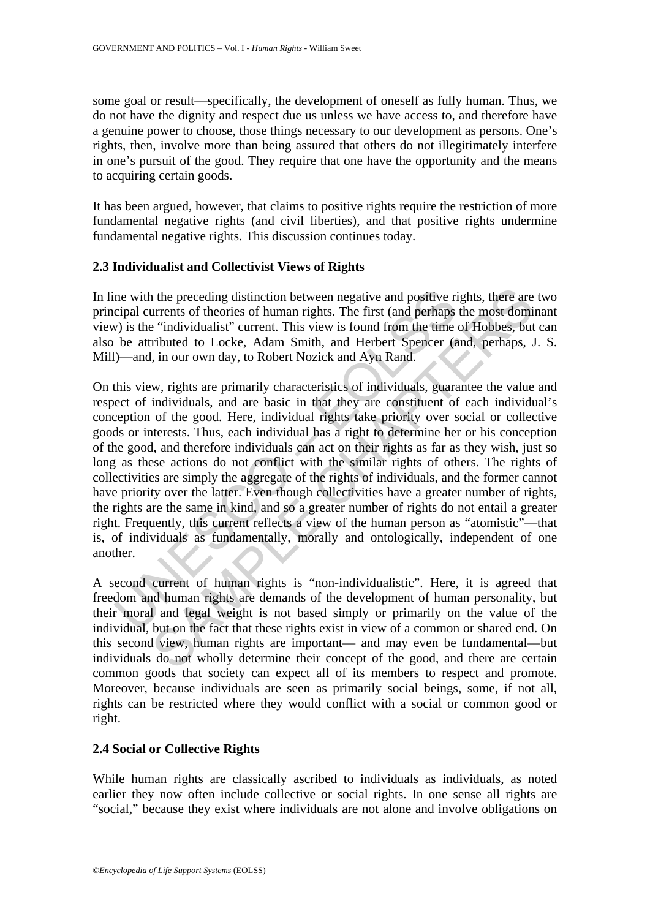some goal or result—specifically, the development of oneself as fully human. Thus, we do not have the dignity and respect due us unless we have access to, and therefore have a genuine power to choose, those things necessary to our development as persons. One's rights, then, involve more than being assured that others do not illegitimately interfere in one's pursuit of the good. They require that one have the opportunity and the means to acquiring certain goods.

It has been argued, however, that claims to positive rights require the restriction of more fundamental negative rights (and civil liberties), and that positive rights undermine fundamental negative rights. This discussion continues today.

### 2.3 Individualist and Collectivist Views of Rights

In line with the preceding distinction between negative and positive rights, there are two principal currents of theories of human rights. The first (and perhaps the most dominant view) is the "individualist" current. This view is found from the time of Hobbes, but can also be attributed to Locke, Adam Smith, and Herbert Spencer (and, perhaps, J. S. Mill)—and, in our own day, to Robert Nozick and Ayn Rand.

On this view, rights are primarily characteristics of individuals, guarantee the value and respect of individuals, and are basic in that they are constituent of each individual's conception of the good. Here, individual rights take priority over social or collective goods or interests. Thus, each individual has a right to determine her or his conception of the good, and therefore individuals can act on their rights as far as they wish, just so long as these actions do not conflict with the similar rights of others. The rights of collectivities are simply the aggregate of the rights of individuals, and the former cannot have priority over the latter. Even though collectivities have a greater number of rights, the rights are the same in kind, and so a greater number of rights do not entail a greater right. Frequently, this current reflects a view of the human person as "atomistic"—that is, of individuals as fundamentally, morally and ontologically, independent of one another.

A second current of human rights is "non-individualistic". Here, it is agreed that freedom and human rights are demands of the development of human personality, but their moral and legal weight is not based simply or primarily on the value of the individual, but on the fact that these rights exist in view of a common or shared end. On this second view, human rights are important— and may even be fundamental—but individuals do not wholly determine their concept of the good, and there are certain common goods that society can expect all of its members to respect and promote. Moreover, because individuals are seen as primarily social beings, some, if not all, rights can be restricted where they would conflict with a social or common good or right.

### 2.4 Social or Collective Rights

While human rights are classically ascribed to individuals as individuals, as noted earlier they now often include collective or social rights. In one sense all rights are "social," because they exist where individuals are not alone and involve obligations on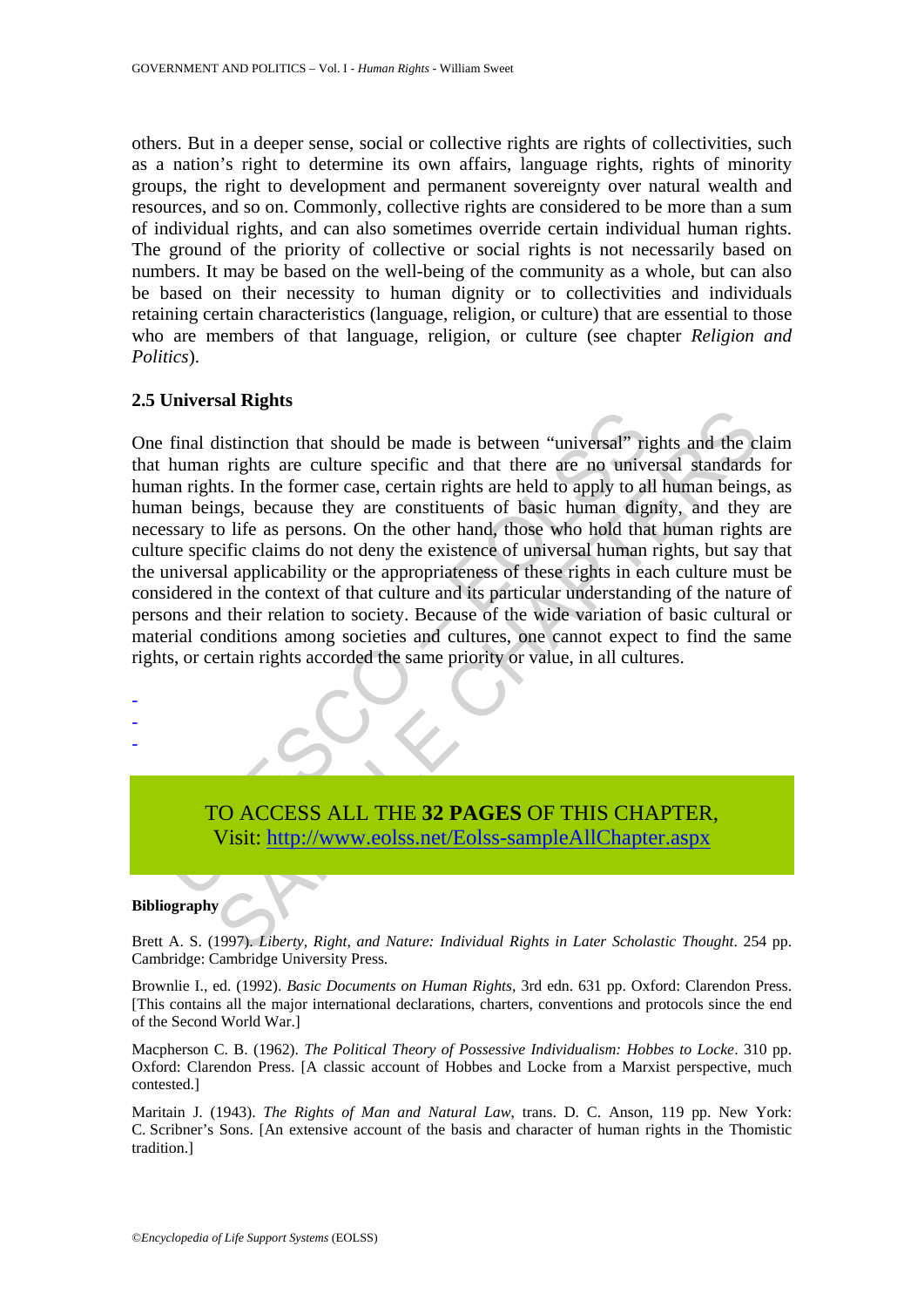others. But in a deeper sense, social or collective rights are rights of collectivities, such as a nation's right to determine its own affairs, language rights, rights of minority groups, the right to development and permanent sovereignty over natural wealth and resources, and so on. Commonly, collective rights are considered to be more than a sum of individual rights, and can also sometimes override certain individual human rights. The ground of the priority of collective or social rights is not necessarily based on numbers. It may be based on the well-being of the community as a whole, but can also be based on their necessity to human dignity or to collectivities and individuals retaining certain characteristics (language, religion, or culture) that are essential to those who are members of that language, religion, or culture (see chapter *Religion and Politics*).

### 2.5 Universal Rights

One final distinction that should be made is between "universal" rights and the claim that human rights are culture specific and that there are no universal standards for human rights. In the former case, certain rights are held to apply to all human beings, as human beings, because they are constituents of basic human dignity, and they are necessary to life as persons. On the other hand, those who hold that human rights are culture specific claims do not deny the existence of universal human rights, but say that the universal applicability or the appropriateness of these rights in each culture must be considered in the context of that culture and its particular understanding of the nature of persons and their relation to society. Because of the wide variation of basic cultural or material conditions among societies and cultures, one cannot expect to find the same rights, or certain rights accorded the same priority or value, in all cultures.

-
-
-

TO ACCESS ALL THE **32 PAGES** OF THIS CHAPTER,
Visit: http://www.eolss.net/Eolss-sampleAllChapter.aspx

**Bibliography**

Brett A. S. (1997). *Liberty, Right, and Nature: Individual Rights in Later Scholastic Thought*. 254 pp. Cambridge: Cambridge University Press.

Brownlie I., ed. (1992). *Basic Documents on Human Rights*, 3rd edn. 631 pp. Oxford: Clarendon Press. [This contains all the major international declarations, charters, conventions and protocols since the end of the Second World War.]

Macpherson C. B. (1962). *The Political Theory of Possessive Individualism: Hobbes to Locke*. 310 pp. Oxford: Clarendon Press. [A classic account of Hobbes and Locke from a Marxist perspective, much contested.]

Maritain J. (1943). *The Rights of Man and Natural Law*, trans. D. C. Anson, 119 pp. New York: C. Scribner's Sons. [An extensive account of the basis and character of human rights in the Thomistic tradition.]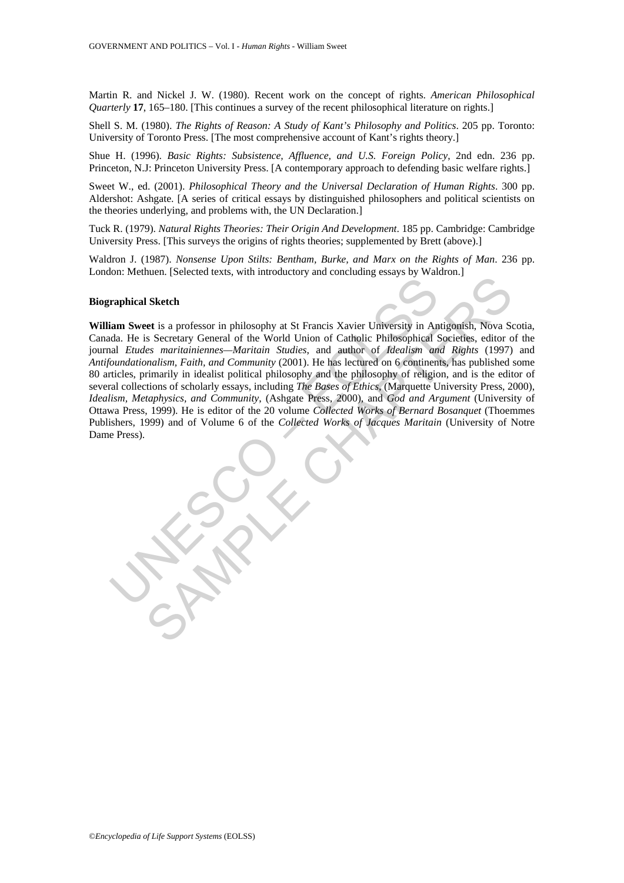Martin R. and Nickel J. W. (1980). Recent work on the concept of rights. *American Philosophical Quarterly* **17**, 165–180. [This continues a survey of the recent philosophical literature on rights.]

Shell S. M. (1980). *The Rights of Reason: A Study of Kant's Philosophy and Politics*. 205 pp. Toronto: University of Toronto Press. [The most comprehensive account of Kant's rights theory.]

Shue H. (1996). *Basic Rights: Subsistence, Affluence, and U.S. Foreign Policy*, 2nd edn. 236 pp. Princeton, N.J: Princeton University Press. [A contemporary approach to defending basic welfare rights.]

Sweet W., ed. (2001). *Philosophical Theory and the Universal Declaration of Human Rights*. 300 pp. Aldershot: Ashgate. [A series of critical essays by distinguished philosophers and political scientists on the theories underlying, and problems with, the UN Declaration.]

Tuck R. (1979). *Natural Rights Theories: Their Origin And Development*. 185 pp. Cambridge: Cambridge University Press. [This surveys the origins of rights theories; supplemented by Brett (above).]

Waldron J. (1987). *Nonsense Upon Stilts: Bentham, Burke, and Marx on the Rights of Man*. 236 pp. London: Methuen. [Selected texts, with introductory and concluding essays by Waldron.]

**Biographical Sketch**

**William Sweet** is a professor in philosophy at St Francis Xavier University in Antigonish, Nova Scotia, Canada. He is Secretary General of the World Union of Catholic Philosophical Societies, editor of the journal *Etudes maritainiennes—Maritain Studies*, and author of *Idealism and Rights* (1997) and *Antifoundationalism, Faith, and Community* (2001). He has lectured on 6 continents, has published some 80 articles, primarily in idealist political philosophy and the philosophy of religion, and is the editor of several collections of scholarly essays, including *The Bases of Ethics*, (Marquette University Press, 2000), *Idealism, Metaphysics, and Community*, (Ashgate Press, 2000), and *God and Argument* (University of Ottawa Press, 1999). He is editor of the 20 volume *Collected Works of Bernard Bosanquet* (Thoemmes Publishers, 1999) and of Volume 6 of the *Collected Works of Jacques Maritain* (University of Notre Dame Press).